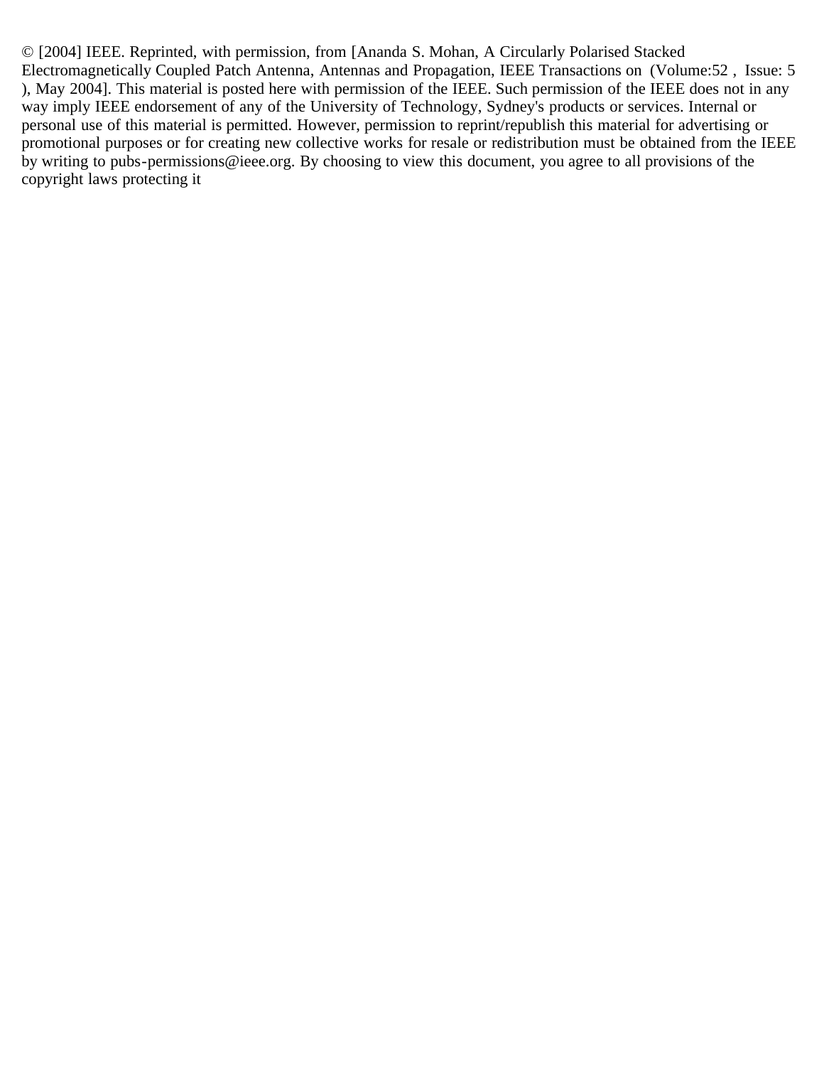© [2004] IEEE. Reprinted, with permission, from [Ananda S. Mohan, A Circularly Polarised Stacked Electromagnetically Coupled Patch Antenna, Antennas and Propagation, IEEE Transactions on (Volume:52 , Issue: 5 ), May 2004]. This material is posted here with permission of the IEEE. Such permission of the IEEE does not in any way imply IEEE endorsement of any of the University of Technology, Sydney's products or services. Internal or personal use of this material is permitted. However, permission to reprint/republish this material for advertising or promotional purposes or for creating new collective works for resale or redistribution must be obtained from the IEEE by writing to pubs-permissions@ieee.org. By choosing to view this document, you agree to all provisions of the copyright laws protecting it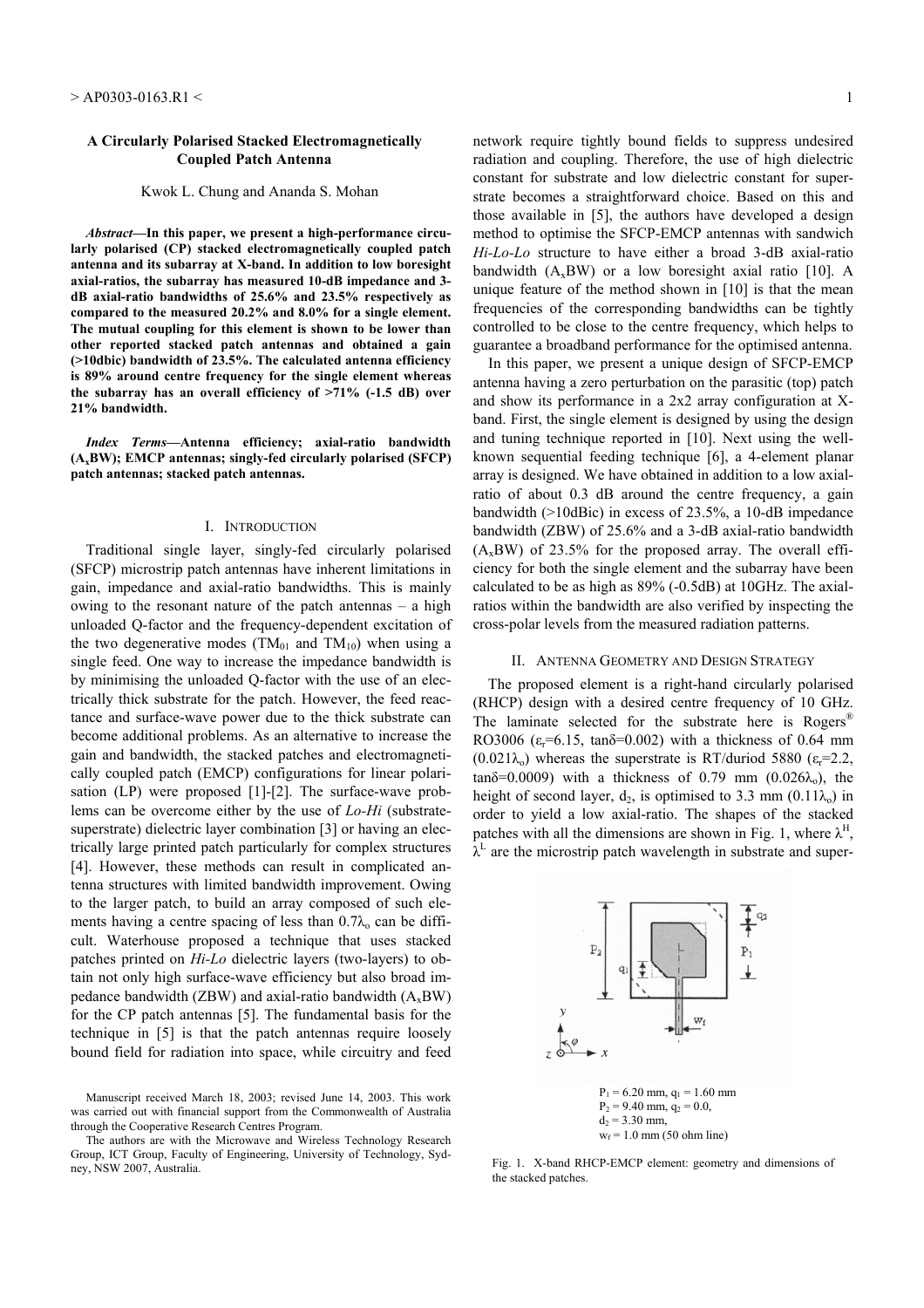# A Circularly Polarised Stacked Electromagnetically Coupled Patch Antenna

Kwok L. Chung and Ananda S. Mohan

***Abstract*—In this paper, we present a high-performance circularly polarised (CP) stacked electromagnetically coupled patch antenna and its subarray at X-band. In addition to low boresight axial-ratios, the subarray has measured 10-dB impedance and 3-dB axial-ratio bandwidths of 25.6% and 23.5% respectively as compared to the measured 20.2% and 8.0% for a single element. The mutual coupling for this element is shown to be lower than other reported stacked patch antennas and obtained a gain (>10dbic) bandwidth of 23.5%. The calculated antenna efficiency is 89% around centre frequency for the single element whereas the subarray has an overall efficiency of >71% (-1.5 dB) over 21% bandwidth.**

***Index Terms*—Antenna efficiency; axial-ratio bandwidth ($A_x$BW); EMCP antennas; singly-fed circularly polarised (SFCP) patch antennas; stacked patch antennas.**

## I. Introduction

Traditional single layer, singly-fed circularly polarised (SFCP) microstrip patch antennas have inherent limitations in gain, impedance and axial-ratio bandwidths. This is mainly owing to the resonant nature of the patch antennas – a high unloaded Q-factor and the frequency-dependent excitation of the two degenerative modes ($TM_{01}$ and $TM_{10}$) when using a single feed. One way to increase the impedance bandwidth is by minimising the unloaded Q-factor with the use of an electrically thick substrate for the patch. However, the feed reactance and surface-wave power due to the thick substrate can become additional problems. As an alternative to increase the gain and bandwidth, the stacked patches and electromagnetically coupled patch (EMCP) configurations for linear polarisation (LP) were proposed [1]-[2]. The surface-wave problems can be overcome either by the use of *Lo-Hi* (substrate-superstrate) dielectric layer combination [3] or having an electrically large printed patch particularly for complex structures [4]. However, these methods can result in complicated antenna structures with limited bandwidth improvement. Owing to the larger patch, to build an array composed of such elements having a centre spacing of less than $0.7\lambda_o$ can be difficult. Waterhouse proposed a technique that uses stacked patches printed on *Hi-Lo* dielectric layers (two-layers) to obtain not only high surface-wave efficiency but also broad impedance bandwidth (ZBW) and axial-ratio bandwidth ($A_x$BW) for the CP patch antennas [5]. The fundamental basis for the technique in [5] is that the patch antennas require loosely bound field for radiation into space, while circuitry and feed network require tightly bound fields to suppress undesired radiation and coupling. Therefore, the use of high dielectric constant for substrate and low dielectric constant for superstrate becomes a straightforward choice. Based on this and those available in [5], the authors have developed a design method to optimise the SFCP-EMCP antennas with sandwich *Hi-Lo-Lo* structure to have either a broad 3-dB axial-ratio bandwidth ($A_x$BW) or a low boresight axial ratio [10]. A unique feature of the method shown in [10] is that the mean frequencies of the corresponding bandwidths can be tightly controlled to be close to the centre frequency, which helps to guarantee a broadband performance for the optimised antenna.

In this paper, we present a unique design of SFCP-EMCP antenna having a zero perturbation on the parasitic (top) patch and show its performance in a 2x2 array configuration at X-band. First, the single element is designed by using the design and tuning technique reported in [10]. Next using the well-known sequential feeding technique [6], a 4-element planar array is designed. We have obtained in addition to a low axial-ratio of about 0.3 dB around the centre frequency, a gain bandwidth (>10dBic) in excess of 23.5%, a 10-dB impedance bandwidth (ZBW) of 25.6% and a 3-dB axial-ratio bandwidth ($A_x$BW) of 23.5% for the proposed array. The overall efficiency for both the single element and the subarray have been calculated to be as high as 89% (-0.5dB) at 10GHz. The axial-ratios within the bandwidth are also verified by inspecting the cross-polar levels from the measured radiation patterns.

## II. Antenna Geometry and Design Strategy

The proposed element is a right-hand circularly polarised (RHCP) design with a desired centre frequency of 10 GHz. The laminate selected for the substrate here is Rogers® RO3006 ($\varepsilon_r$=6.15, tanδ=0.002) with a thickness of 0.64 mm ($0.021\lambda_o$) whereas the superstrate is RT/duriod 5880 ($\varepsilon_r$=2.2, tanδ=0.0009) with a thickness of 0.79 mm ($0.026\lambda_o$), the height of second layer, $d_2$, is optimised to 3.3 mm ($0.11\lambda_o$) in order to yield a low axial-ratio. The shapes of the stacked patches with all the dimensions are shown in Fig. 1, where $\lambda^H$, $\lambda^L$ are the microstrip patch wavelength in substrate and super-

$P_1$ = 6.20 mm, $q_1$ = 1.60 mm
$P_2$ = 9.40 mm, $q_2$ = 0.0,
$d_2$ = 3.30 mm,
$w_f$ = 1.0 mm (50 ohm line)

Fig. 1. X-band RHCP-EMCP element: geometry and dimensions of the stacked patches.

Manuscript received March 18, 2003; revised June 14, 2003. This work was carried out with financial support from the Commonwealth of Australia through the Cooperative Research Centres Program.

The authors are with the Microwave and Wireless Technology Research Group, ICT Group, Faculty of Engineering, University of Technology, Sydney, NSW 2007, Australia.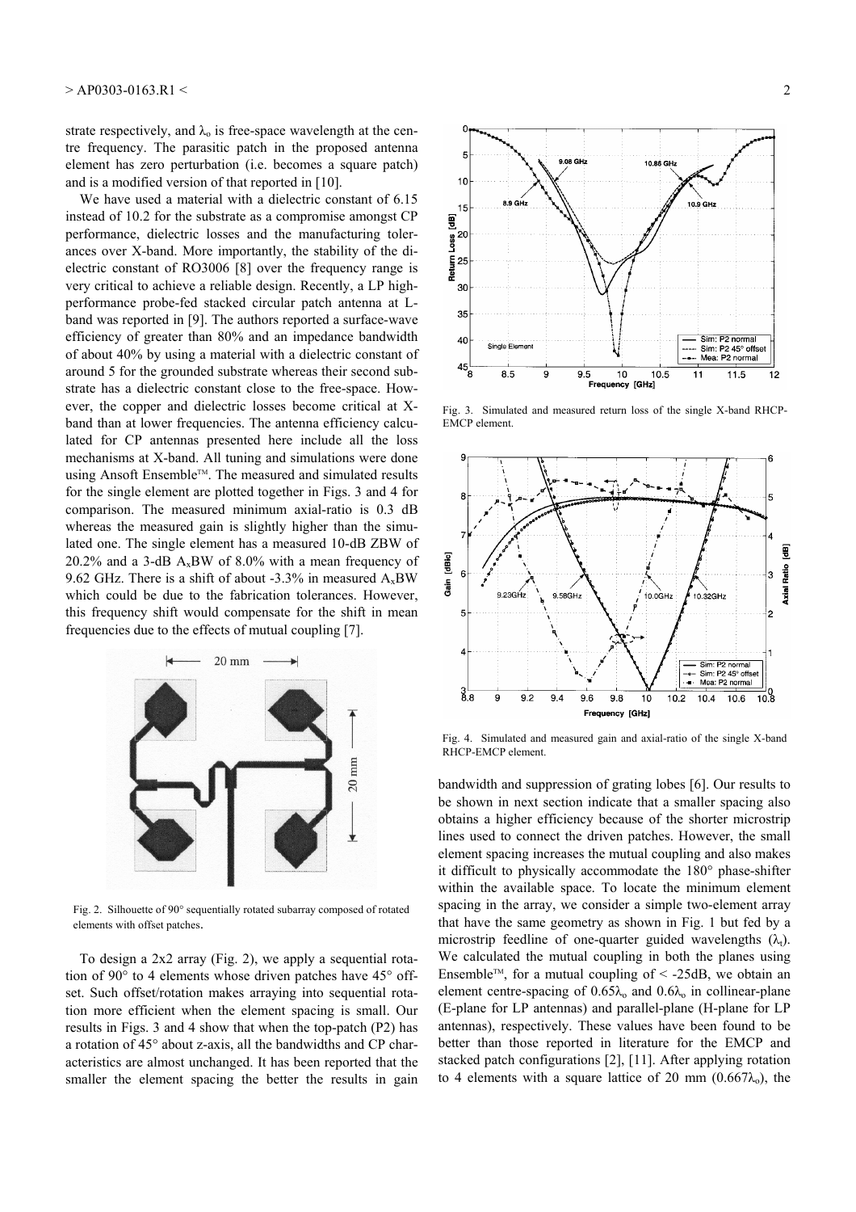strate respectively, and $\lambda_o$ is free-space wavelength at the centre frequency. The parasitic patch in the proposed antenna element has zero perturbation (i.e. becomes a square patch) and is a modified version of that reported in [10].

We have used a material with a dielectric constant of 6.15 instead of 10.2 for the substrate as a compromise amongst CP performance, dielectric losses and the manufacturing tolerances over X-band. More importantly, the stability of the dielectric constant of RO3006 [8] over the frequency range is very critical to achieve a reliable design. Recently, a LP high-performance probe-fed stacked circular patch antenna at L-band was reported in [9]. The authors reported a surface-wave efficiency of greater than 80% and an impedance bandwidth of about 40% by using a material with a dielectric constant of around 5 for the grounded substrate whereas their second substrate has a dielectric constant close to the free-space. However, the copper and dielectric losses become critical at X-band than at lower frequencies. The antenna efficiency calculated for CP antennas presented here include all the loss mechanisms at X-band. All tuning and simulations were done using Ansoft Ensemble™. The measured and simulated results for the single element are plotted together in Figs. 3 and 4 for comparison. The measured minimum axial-ratio is 0.3 dB whereas the measured gain is slightly higher than the simulated one. The single element has a measured 10-dB ZBW of 20.2% and a 3-dB $A_x$BW of 8.0% with a mean frequency of 9.62 GHz. There is a shift of about -3.3% in measured $A_x$BW which could be due to the fabrication tolerances. However, this frequency shift would compensate for the shift in mean frequencies due to the effects of mutual coupling [7].

20 mm

20 mm

Fig. 2. Silhouette of 90° sequentially rotated subarray composed of rotated elements with offset patches.

To design a 2x2 array (Fig. 2), we apply a sequential rotation of 90° to 4 elements whose driven patches have 45° offset. Such offset/rotation makes arraying into sequential rotation more efficient when the element spacing is small. Our results in Figs. 3 and 4 show that when the top-patch (P2) has a rotation of 45° about z-axis, all the bandwidths and CP characteristics are almost unchanged. It has been reported that the smaller the element spacing the better the results in gain

9.08 GHz
10.86 GHz
8.9 GHz
10.9 GHz
Single Element
Sim: P2 normal
Sim: P2 45° offset
Mea: P2 normal
Return Loss [dB]
Frequency [GHz]

Fig. 3. Simulated and measured return loss of the single X-band RHCP-EMCP element.

9.23GHz
9.58GHz
10.0GHz
10.32GHz
Sim: P2 normal
Sim: P2 45° offset
Mea: P2 normal
Gain [dBic]
Axial Ratio [dB]
Frequency [GHz]

Fig. 4. Simulated and measured gain and axial-ratio of the single X-band RHCP-EMCP element.

bandwidth and suppression of grating lobes [6]. Our results to be shown in next section indicate that a smaller spacing also obtains a higher efficiency because of the shorter microstrip lines used to connect the driven patches. However, the small element spacing increases the mutual coupling and also makes it difficult to physically accommodate the 180° phase-shifter within the available space. To locate the minimum element spacing in the array, we consider a simple two-element array that have the same geometry as shown in Fig. 1 but fed by a microstrip feedline of one-quarter guided wavelengths ($\lambda_t$). We calculated the mutual coupling in both the planes using Ensemble™, for a mutual coupling of < -25dB, we obtain an element centre-spacing of $0.65\lambda_o$ and $0.6\lambda_o$ in collinear-plane (E-plane for LP antennas) and parallel-plane (H-plane for LP antennas), respectively. These values have been found to be better than those reported in literature for the EMCP and stacked patch configurations [2], [11]. After applying rotation to 4 elements with a square lattice of 20 mm ($0.667\lambda_o$), the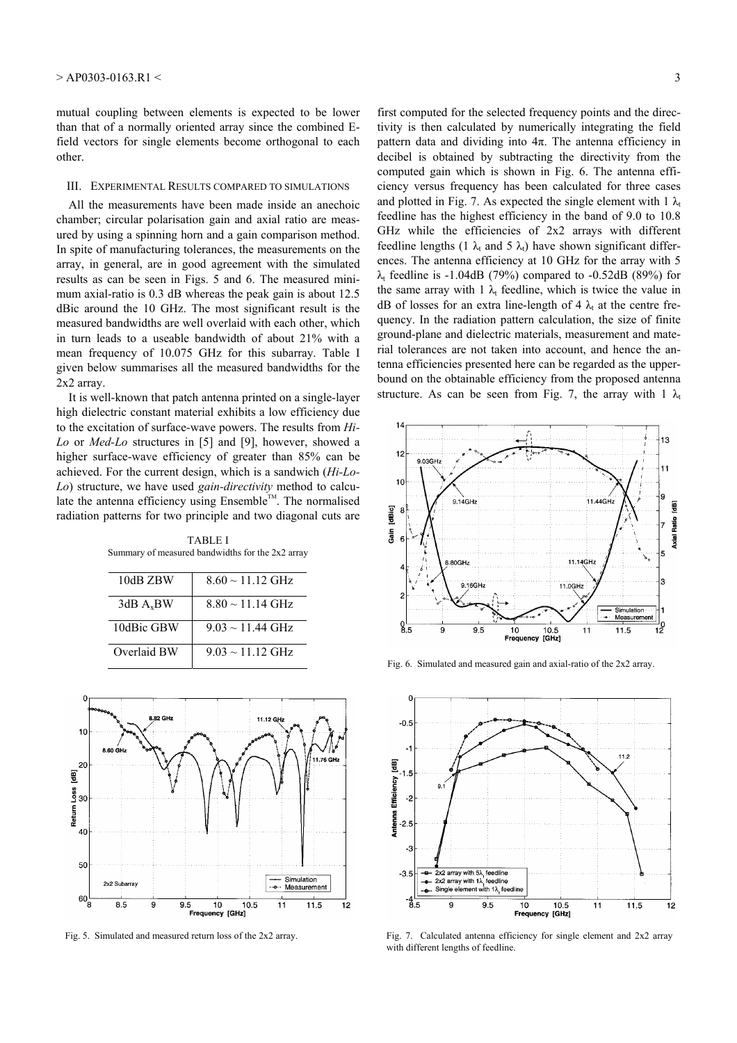mutual coupling between elements is expected to be lower than that of a normally oriented array since the combined E-field vectors for single elements become orthogonal to each other.

## III. Experimental Results compared to Simulations

All the measurements have been made inside an anechoic chamber; circular polarisation gain and axial ratio are measured by using a spinning horn and a gain comparison method. In spite of manufacturing tolerances, the measurements on the array, in general, are in good agreement with the simulated results as can be seen in Figs. 5 and 6. The measured minimum axial-ratio is 0.3 dB whereas the peak gain is about 12.5 dBic around the 10 GHz. The most significant result is the measured bandwidths are well overlaid with each other, which in turn leads to a useable bandwidth of about 21% with a mean frequency of 10.075 GHz for this subarray. Table I given below summarises all the measured bandwidths for the 2x2 array.

It is well-known that patch antenna printed on a single-layer high dielectric constant material exhibits a low efficiency due to the excitation of surface-wave powers. The results from *Hi-Lo* or *Med-Lo* structures in [5] and [9], however, showed a higher surface-wave efficiency of greater than 85% can be achieved. For the current design, which is a sandwich (*Hi-Lo-Lo*) structure, we have used *gain-directivity* method to calculate the antenna efficiency using Ensemble™. The normalised radiation patterns for two principle and two diagonal cuts are

TABLE I
Summary of measured bandwidths for the 2x2 array

| | |
|---|---|
| 10dB ZBW | 8.60 ~ 11.12 GHz |
| 3dB $A_x$BW | 8.80 ~ 11.14 GHz |
| 10dBic GBW | 9.03 ~ 11.44 GHz |
| Overlaid BW | 9.03 ~ 11.12 GHz |

Fig. 5. Simulated and measured return loss of the 2x2 array.

first computed for the selected frequency points and the directivity is then calculated by numerically integrating the field pattern data and dividing into 4π. The antenna efficiency in decibel is obtained by subtracting the directivity from the computed gain which is shown in Fig. 6. The antenna efficiency versus frequency has been calculated for three cases and plotted in Fig. 7. As expected the single element with 1 $\lambda_t$ feedline has the highest efficiency in the band of 9.0 to 10.8 GHz while the efficiencies of 2x2 arrays with different feedline lengths (1 $\lambda_t$ and 5 $\lambda_t$) have shown significant differences. The antenna efficiency at 10 GHz for the array with 5 $\lambda_t$ feedline is -1.04dB (79%) compared to -0.52dB (89%) for the same array with 1 $\lambda_t$ feedline, which is twice the value in dB of losses for an extra line-length of 4 $\lambda_t$ at the centre frequency. In the radiation pattern calculation, the size of finite ground-plane and dielectric materials, measurement and material tolerances are not taken into account, and hence the antenna efficiencies presented here can be regarded as the upper-bound on the obtainable efficiency from the proposed antenna structure. As can be seen from Fig. 7, the array with 1 $\lambda_t$

Fig. 6. Simulated and measured gain and axial-ratio of the 2x2 array.

Fig. 7. Calculated antenna efficiency for single element and 2x2 array with different lengths of feedline.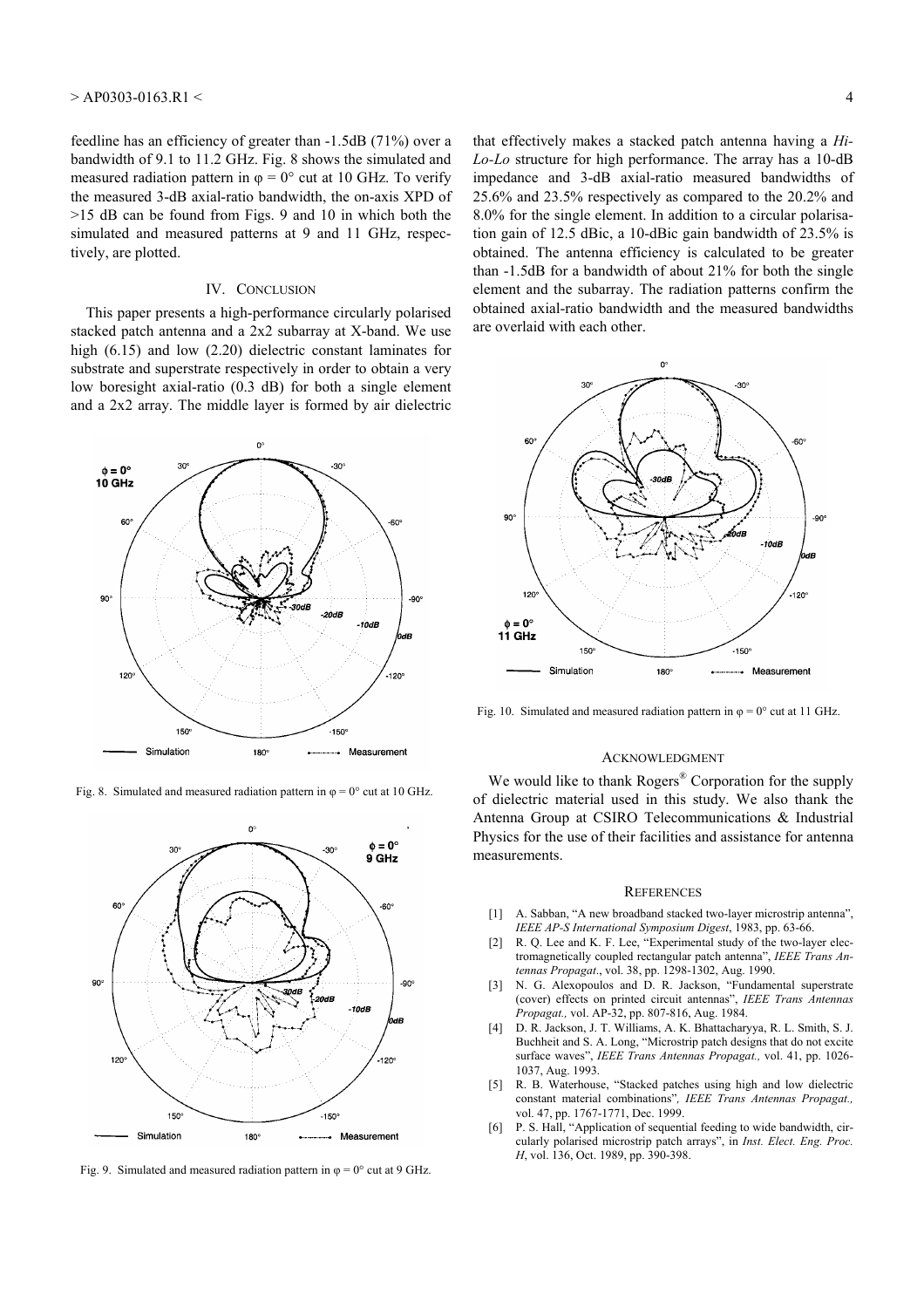feedline has an efficiency of greater than -1.5dB (71%) over a bandwidth of 9.1 to 11.2 GHz. Fig. 8 shows the simulated and measured radiation pattern in φ = 0° cut at 10 GHz. To verify the measured 3-dB axial-ratio bandwidth, the on-axis XPD of >15 dB can be found from Figs. 9 and 10 in which both the simulated and measured patterns at 9 and 11 GHz, respectively, are plotted.

## IV. Conclusion

This paper presents a high-performance circularly polarised stacked patch antenna and a 2x2 subarray at X-band. We use high (6.15) and low (2.20) dielectric constant laminates for substrate and superstrate respectively in order to obtain a very low boresight axial-ratio (0.3 dB) for both a single element and a 2x2 array. The middle layer is formed by air dielectric that effectively makes a stacked patch antenna having a *Hi-Lo-Lo* structure for high performance. The array has a 10-dB impedance and 3-dB axial-ratio measured bandwidths of 25.6% and 23.5% respectively as compared to the 20.2% and 8.0% for the single element. In addition to a circular polarisation gain of 12.5 dBic, a 10-dBic gain bandwidth of 23.5% is obtained. The antenna efficiency is calculated to be greater than -1.5dB for a bandwidth of about 21% for both the single element and the subarray. The radiation patterns confirm the obtained axial-ratio bandwidth and the measured bandwidths are overlaid with each other.

φ = 0°
10 GHz
0°
30°
-30°
60°
-60°
90°
-90°
120°
-120°
150°
-150°
180°
-30dB
-20dB
-10dB
0dB
Simulation
Measurement

Fig. 8. Simulated and measured radiation pattern in φ = 0° cut at 10 GHz.

φ = 0°
9 GHz
0°
30°
-30°
60°
-60°
90°
-90°
120°
-120°
150°
-150°
180°
-30dB
-20dB
-10dB
0dB
Simulation
Measurement

Fig. 9. Simulated and measured radiation pattern in φ = 0° cut at 9 GHz.

φ = 0°
11 GHz
0°
30°
-30°
60°
-60°
90°
-90°
120°
-120°
150°
-150°
180°
-30dB
-20dB
-10dB
0dB
Simulation
Measurement

Fig. 10. Simulated and measured radiation pattern in φ = 0° cut at 11 GHz.

## Acknowledgment

We would like to thank Rogers® Corporation for the supply of dielectric material used in this study. We also thank the Antenna Group at CSIRO Telecommunications & Industrial Physics for the use of their facilities and assistance for antenna measurements.

## References

[1] A. Sabban, "A new broadband stacked two-layer microstrip antenna", *IEEE AP-S International Symposium Digest*, 1983, pp. 63-66.

[2] R. Q. Lee and K. F. Lee, "Experimental study of the two-layer electromagnetically coupled rectangular patch antenna", *IEEE Trans Antennas Propagat.*, vol. 38, pp. 1298-1302, Aug. 1990.

[3] N. G. Alexopoulos and D. R. Jackson, "Fundamental superstrate (cover) effects on printed circuit antennas", *IEEE Trans Antennas Propagat.,* vol. AP-32, pp. 807-816, Aug. 1984.

[4] D. R. Jackson, J. T. Williams, A. K. Bhattacharyya, R. L. Smith, S. J. Buchheit and S. A. Long, "Microstrip patch designs that do not excite surface waves", *IEEE Trans Antennas Propagat.,* vol. 41, pp. 1026-1037, Aug. 1993.

[5] R. B. Waterhouse, "Stacked patches using high and low dielectric constant material combinations", *IEEE Trans Antennas Propagat.,* vol. 47, pp. 1767-1771, Dec. 1999.

[6] P. S. Hall, "Application of sequential feeding to wide bandwidth, circularly polarised microstrip patch arrays", in *Inst. Elect. Eng. Proc. H*, vol. 136, Oct. 1989, pp. 390-398.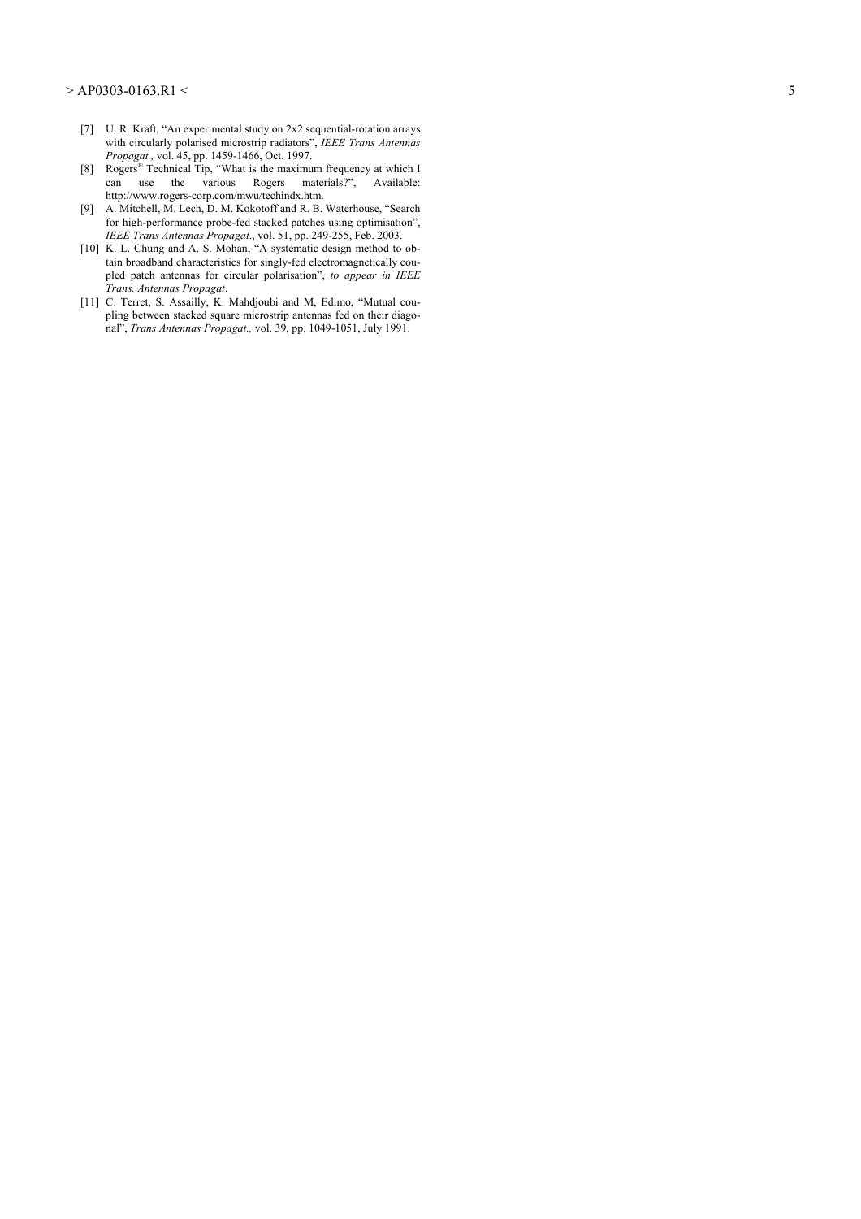[7] U. R. Kraft, “An experimental study on 2x2 sequential-rotation arrays with circularly polarised microstrip radiators”, *IEEE Trans Antennas Propagat.,* vol. 45, pp. 1459-1466, Oct. 1997.

[8] Rogers® Technical Tip, “What is the maximum frequency at which I can use the various Rogers materials?”, Available: http://www.rogers-corp.com/mwu/techindx.htm.

[9] A. Mitchell, M. Lech, D. M. Kokotoff and R. B. Waterhouse, “Search for high-performance probe-fed stacked patches using optimisation”, *IEEE Trans Antennas Propagat*., vol. 51, pp. 249-255, Feb. 2003.

[10] K. L. Chung and A. S. Mohan, “A systematic design method to obtain broadband characteristics for singly-fed electromagnetically coupled patch antennas for circular polarisation”, *to appear in IEEE Trans. Antennas Propagat*.

[11] C. Terret, S. Assailly, K. Mahdjoubi and M, Edimo, “Mutual coupling between stacked square microstrip antennas fed on their diagonal”, *Trans Antennas Propagat.,* vol. 39, pp. 1049-1051, July 1991.